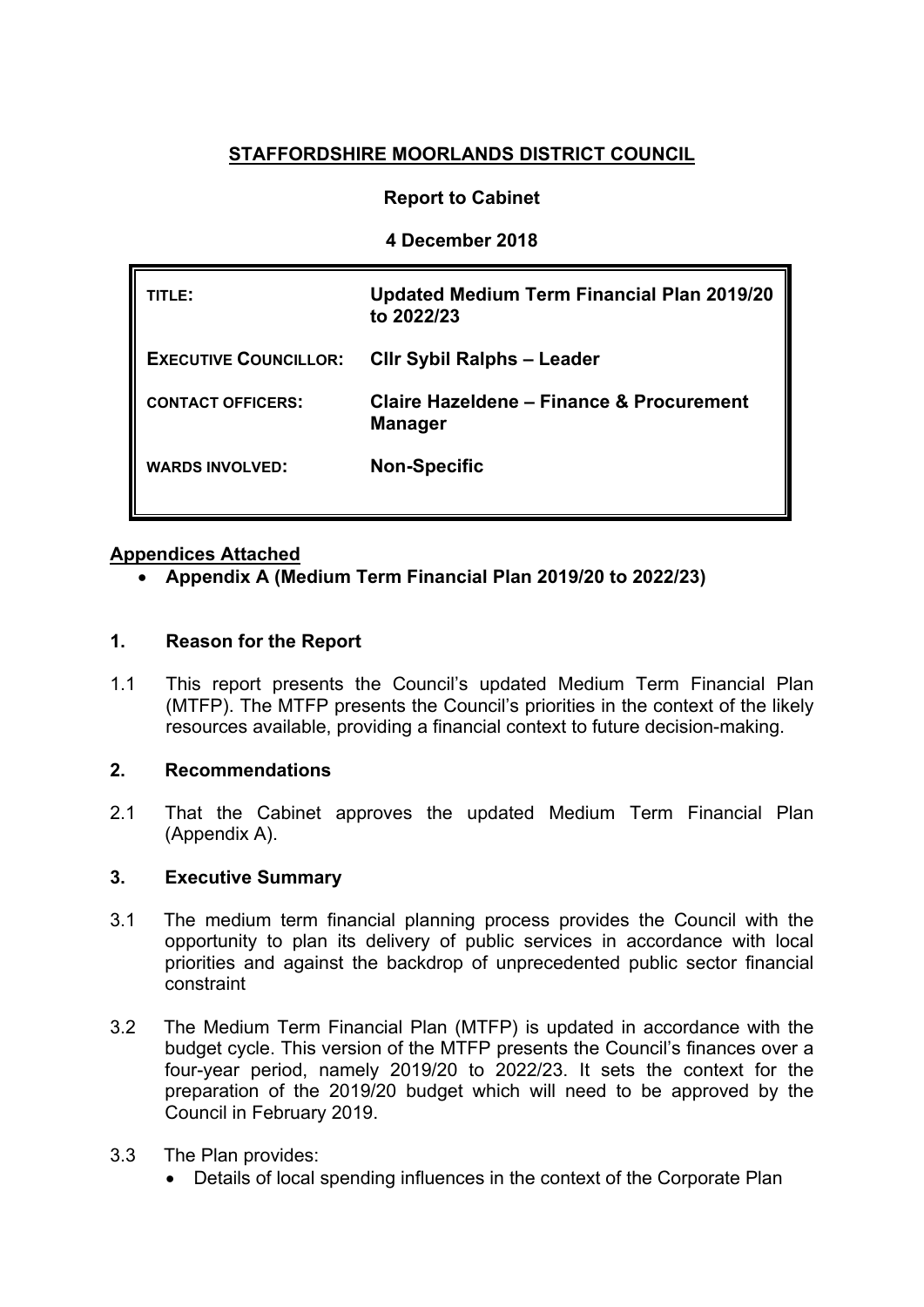# STAFFORDSHIRE MOORLANDS DISTRICT COUNCIL

**Report to Cabinet**

**4 December 2018**

| | |
|---|---|
| **TITLE:** | **Updated Medium Term Financial Plan 2019/20 to 2022/23** |
| **EXECUTIVE COUNCILLOR:** | **Cllr Sybil Ralphs – Leader** |
| **CONTACT OFFICERS:** | **Claire Hazeldene – Finance & Procurement Manager** |
| **WARDS INVOLVED:** | **Non-Specific** |

**Appendices Attached**

- **Appendix A (Medium Term Financial Plan 2019/20 to 2022/23)**

## 1. Reason for the Report

1.1 This report presents the Council's updated Medium Term Financial Plan (MTFP). The MTFP presents the Council's priorities in the context of the likely resources available, providing a financial context to future decision-making.

## 2. Recommendations

2.1 That the Cabinet approves the updated Medium Term Financial Plan (Appendix A).

## 3. Executive Summary

3.1 The medium term financial planning process provides the Council with the opportunity to plan its delivery of public services in accordance with local priorities and against the backdrop of unprecedented public sector financial constraint

3.2 The Medium Term Financial Plan (MTFP) is updated in accordance with the budget cycle. This version of the MTFP presents the Council's finances over a four-year period, namely 2019/20 to 2022/23. It sets the context for the preparation of the 2019/20 budget which will need to be approved by the Council in February 2019.

3.3 The Plan provides:

- Details of local spending influences in the context of the Corporate Plan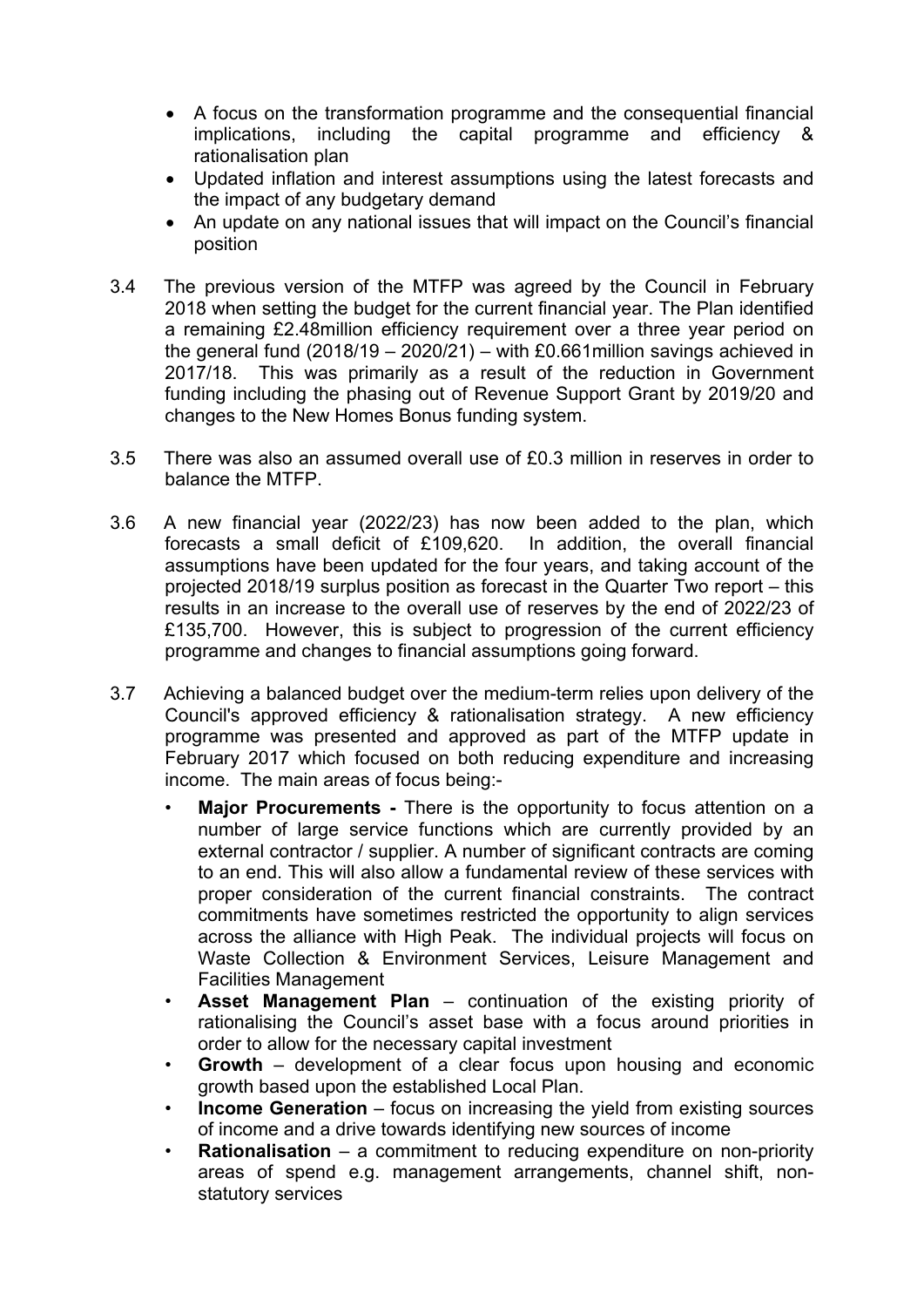- A focus on the transformation programme and the consequential financial implications, including the capital programme and efficiency & rationalisation plan
- Updated inflation and interest assumptions using the latest forecasts and the impact of any budgetary demand
- An update on any national issues that will impact on the Council's financial position

3.4 The previous version of the MTFP was agreed by the Council in February 2018 when setting the budget for the current financial year. The Plan identified a remaining £2.48million efficiency requirement over a three year period on the general fund (2018/19 – 2020/21) – with £0.661million savings achieved in 2017/18. This was primarily as a result of the reduction in Government funding including the phasing out of Revenue Support Grant by 2019/20 and changes to the New Homes Bonus funding system.

3.5 There was also an assumed overall use of £0.3 million in reserves in order to balance the MTFP.

3.6 A new financial year (2022/23) has now been added to the plan, which forecasts a small deficit of £109,620. In addition, the overall financial assumptions have been updated for the four years, and taking account of the projected 2018/19 surplus position as forecast in the Quarter Two report – this results in an increase to the overall use of reserves by the end of 2022/23 of £135,700. However, this is subject to progression of the current efficiency programme and changes to financial assumptions going forward.

3.7 Achieving a balanced budget over the medium-term relies upon delivery of the Council's approved efficiency & rationalisation strategy. A new efficiency programme was presented and approved as part of the MTFP update in February 2017 which focused on both reducing expenditure and increasing income. The main areas of focus being:-

- **Major Procurements -** There is the opportunity to focus attention on a number of large service functions which are currently provided by an external contractor / supplier. A number of significant contracts are coming to an end. This will also allow a fundamental review of these services with proper consideration of the current financial constraints. The contract commitments have sometimes restricted the opportunity to align services across the alliance with High Peak. The individual projects will focus on Waste Collection & Environment Services, Leisure Management and Facilities Management
- **Asset Management Plan** – continuation of the existing priority of rationalising the Council's asset base with a focus around priorities in order to allow for the necessary capital investment
- **Growth** – development of a clear focus upon housing and economic growth based upon the established Local Plan.
- **Income Generation** – focus on increasing the yield from existing sources of income and a drive towards identifying new sources of income
- **Rationalisation** – a commitment to reducing expenditure on non-priority areas of spend e.g. management arrangements, channel shift, non-statutory services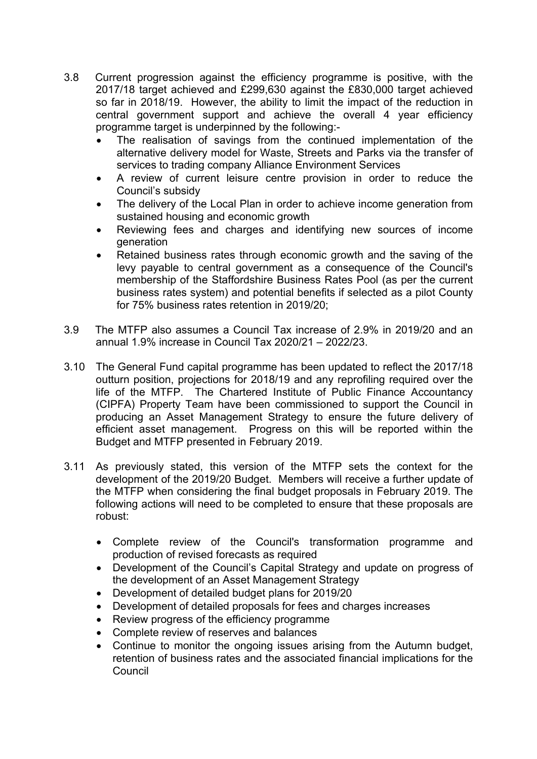3.8 Current progression against the efficiency programme is positive, with the 2017/18 target achieved and £299,630 against the £830,000 target achieved so far in 2018/19. However, the ability to limit the impact of the reduction in central government support and achieve the overall 4 year efficiency programme target is underpinned by the following:-

- The realisation of savings from the continued implementation of the alternative delivery model for Waste, Streets and Parks via the transfer of services to trading company Alliance Environment Services
- A review of current leisure centre provision in order to reduce the Council's subsidy
- The delivery of the Local Plan in order to achieve income generation from sustained housing and economic growth
- Reviewing fees and charges and identifying new sources of income generation
- Retained business rates through economic growth and the saving of the levy payable to central government as a consequence of the Council's membership of the Staffordshire Business Rates Pool (as per the current business rates system) and potential benefits if selected as a pilot County for 75% business rates retention in 2019/20;

3.9 The MTFP also assumes a Council Tax increase of 2.9% in 2019/20 and an annual 1.9% increase in Council Tax 2020/21 – 2022/23.

3.10 The General Fund capital programme has been updated to reflect the 2017/18 outturn position, projections for 2018/19 and any reprofiling required over the life of the MTFP. The Chartered Institute of Public Finance Accountancy (CIPFA) Property Team have been commissioned to support the Council in producing an Asset Management Strategy to ensure the future delivery of efficient asset management. Progress on this will be reported within the Budget and MTFP presented in February 2019.

3.11 As previously stated, this version of the MTFP sets the context for the development of the 2019/20 Budget. Members will receive a further update of the MTFP when considering the final budget proposals in February 2019. The following actions will need to be completed to ensure that these proposals are robust:

- Complete review of the Council's transformation programme and production of revised forecasts as required
- Development of the Council's Capital Strategy and update on progress of the development of an Asset Management Strategy
- Development of detailed budget plans for 2019/20
- Development of detailed proposals for fees and charges increases
- Review progress of the efficiency programme
- Complete review of reserves and balances
- Continue to monitor the ongoing issues arising from the Autumn budget, retention of business rates and the associated financial implications for the Council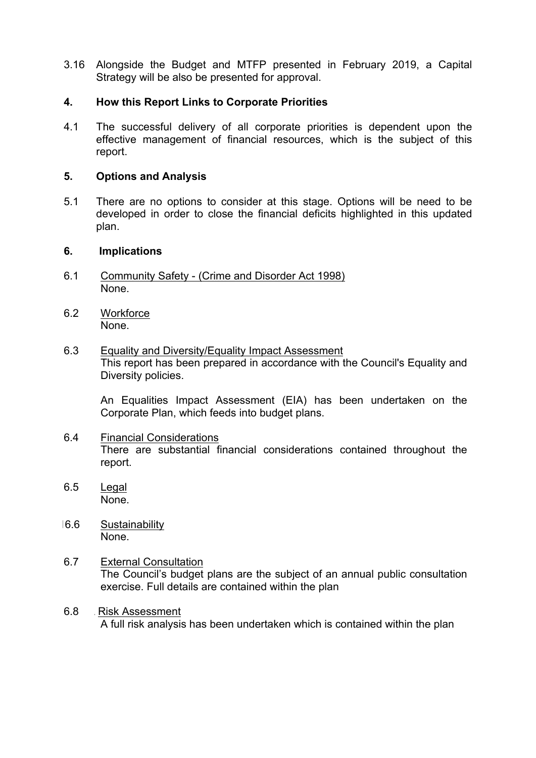3.16 Alongside the Budget and MTFP presented in February 2019, a Capital Strategy will be also be presented for approval.

## 4. How this Report Links to Corporate Priorities

4.1 The successful delivery of all corporate priorities is dependent upon the effective management of financial resources, which is the subject of this report.

## 5. Options and Analysis

5.1 There are no options to consider at this stage. Options will be need to be developed in order to close the financial deficits highlighted in this updated plan.

## 6. Implications

6.1 Community Safety - (Crime and Disorder Act 1998)
None.

6.2 Workforce
None.

6.3 Equality and Diversity/Equality Impact Assessment
This report has been prepared in accordance with the Council's Equality and Diversity policies.

An Equalities Impact Assessment (EIA) has been undertaken on the Corporate Plan, which feeds into budget plans.

6.4 Financial Considerations
There are substantial financial considerations contained throughout the report.

6.5 Legal
None.

6.6 Sustainability
None.

6.7 External Consultation
The Council's budget plans are the subject of an annual public consultation exercise. Full details are contained within the plan

6.8 Risk Assessment
A full risk analysis has been undertaken which is contained within the plan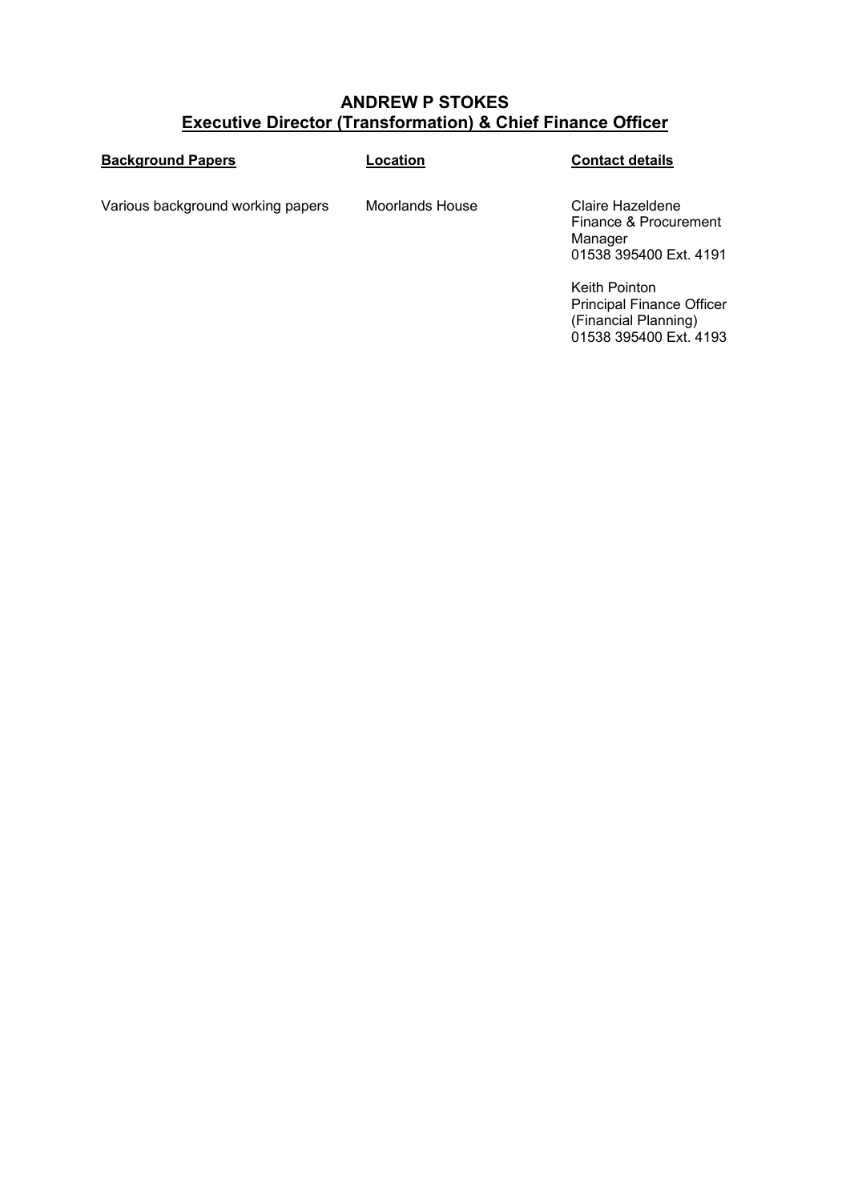**ANDREW P STOKES**
**Executive Director (Transformation) & Chief Finance Officer**

| Background Papers | Location | Contact details |
|---|---|---|
| Various background working papers | Moorlands House | Claire Hazeldene<br>Finance & Procurement Manager<br>01538 395400 Ext. 4191<br><br>Keith Pointon<br>Principal Finance Officer (Financial Planning)<br>01538 395400 Ext. 4193 |